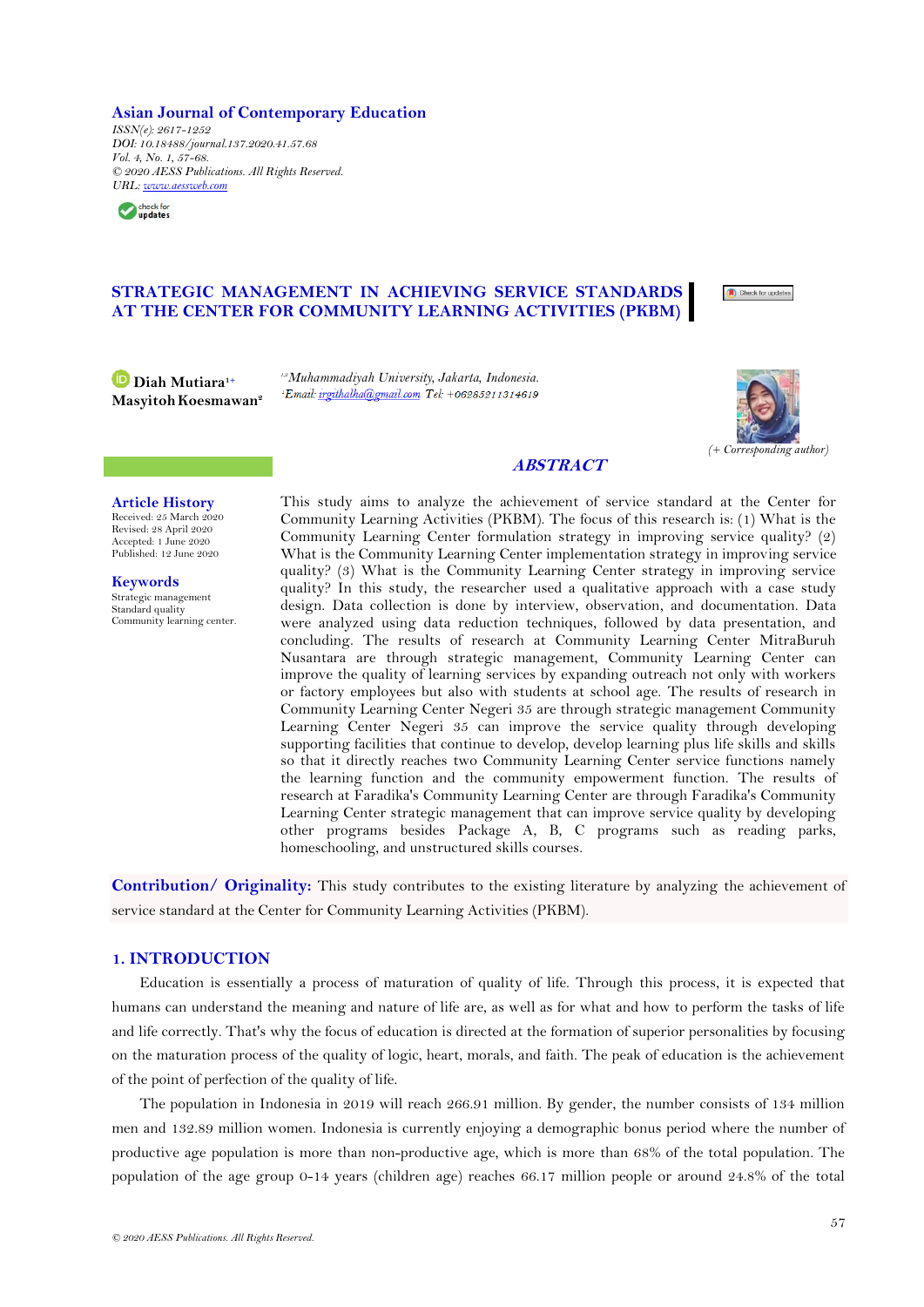**Asian Journal of Contemporary Education**

*ISSN(e): 2617-1252*
*DOI: 10.18488/journal.137.2020.41.57.68*
*Vol. 4, No. 1, 57-68.*
*© 2020 AESS Publications. All Rights Reserved.*
*URL: www.aessweb.com*

# STRATEGIC MANAGEMENT IN ACHIEVING SERVICE STANDARDS AT THE CENTER FOR COMMUNITY LEARNING ACTIVITIES (PKBM)

**Diah Mutiara**[1+]
**Masyitoh Koesmawan**[2]

[1,2]*Muhammadiyah University, Jakarta, Indonesia.*
[1]*Email: irgithalha@gmail.com Tel: +6285211314619*

*(+ Corresponding author)*

**Article History**
Received: 25 March 2020
Revised: 28 April 2020
Accepted: 1 June 2020
Published: 12 June 2020

**Keywords**
Strategic management
Standard quality
Community learning center.

## ABSTRACT

This study aims to analyze the achievement of service standard at the Center for Community Learning Activities (PKBM). The focus of this research is: (1) What is the Community Learning Center formulation strategy in improving service quality? (2) What is the Community Learning Center implementation strategy in improving service quality? (3) What is the Community Learning Center strategy in improving service quality? In this study, the researcher used a qualitative approach with a case study design. Data collection is done by interview, observation, and documentation. Data were analyzed using data reduction techniques, followed by data presentation, and concluding. The results of research at Community Learning Center MitraBuruh Nusantara are through strategic management, Community Learning Center can improve the quality of learning services by expanding outreach not only with workers or factory employees but also with students at school age. The results of research in Community Learning Center Negeri 35 are through strategic management Community Learning Center Negeri 35 can improve the service quality through developing supporting facilities that continue to develop, develop learning plus life skills and skills so that it directly reaches two Community Learning Center service functions namely the learning function and the community empowerment function. The results of research at Faradika's Community Learning Center are through Faradika's Community Learning Center strategic management that can improve service quality by developing other programs besides Package A, B, C programs such as reading parks, homeschooling, and unstructured skills courses.

**Contribution/ Originality:** This study contributes to the existing literature by analyzing the achievement of service standard at the Center for Community Learning Activities (PKBM).

## 1. INTRODUCTION

Education is essentially a process of maturation of quality of life. Through this process, it is expected that humans can understand the meaning and nature of life are, as well as for what and how to perform the tasks of life and life correctly. That's why the focus of education is directed at the formation of superior personalities by focusing on the maturation process of the quality of logic, heart, morals, and faith. The peak of education is the achievement of the point of perfection of the quality of life.

The population in Indonesia in 2019 will reach 266.91 million. By gender, the number consists of 134 million men and 132.89 million women. Indonesia is currently enjoying a demographic bonus period where the number of productive age population is more than non-productive age, which is more than 68% of the total population. The population of the age group 0-14 years (children age) reaches 66.17 million people or around 24.8% of the total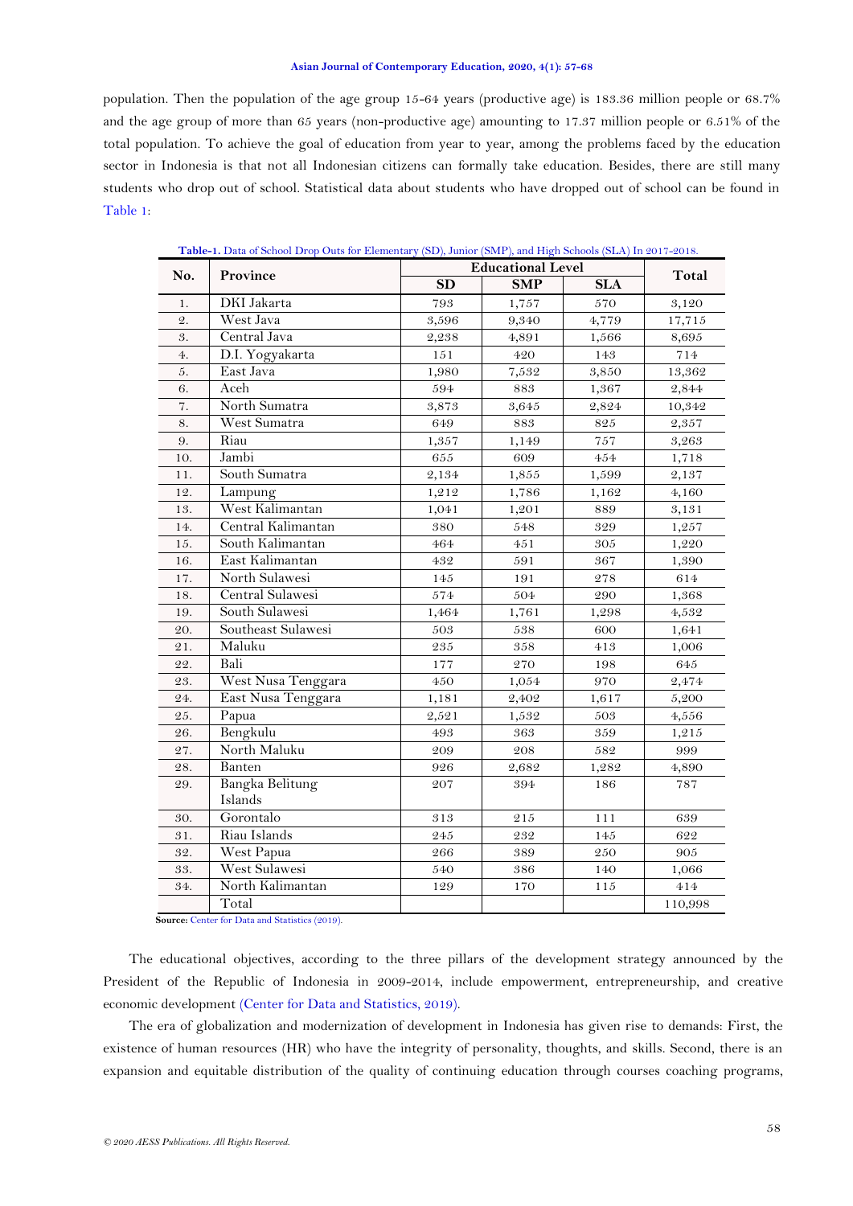population. Then the population of the age group 15-64 years (productive age) is 183.36 million people or 68.7% and the age group of more than 65 years (non-productive age) amounting to 17.37 million people or 6.51% of the total population. To achieve the goal of education from year to year, among the problems faced by the education sector in Indonesia is that not all Indonesian citizens can formally take education. Besides, there are still many students who drop out of school. Statistical data about students who have dropped out of school can be found in Table 1:

**Table-1.** Data of School Drop Outs for Elementary (SD), Junior (SMP), and High Schools (SLA) In 2017-2018.

| No. | Province | Educational Level | | | Total |
|---|---|---|---|---|---|
| | | SD | SMP | SLA | |
| 1. | DKI Jakarta | 793 | 1,757 | 570 | 3,120 |
| 2. | West Java | 3,596 | 9,340 | 4,779 | 17,715 |
| 3. | Central Java | 2,238 | 4,891 | 1,566 | 8,695 |
| 4. | D.I. Yogyakarta | 151 | 420 | 143 | 714 |
| 5. | East Java | 1,980 | 7,532 | 3,850 | 13,362 |
| 6. | Aceh | 594 | 883 | 1,367 | 2,844 |
| 7. | North Sumatra | 3,873 | 3,645 | 2,824 | 10,342 |
| 8. | West Sumatra | 649 | 883 | 825 | 2,357 |
| 9. | Riau | 1,357 | 1,149 | 757 | 3,263 |
| 10. | Jambi | 655 | 609 | 454 | 1,718 |
| 11. | South Sumatra | 2,134 | 1,855 | 1,599 | 2,137 |
| 12. | Lampung | 1,212 | 1,786 | 1,162 | 4,160 |
| 13. | West Kalimantan | 1,041 | 1,201 | 889 | 3,131 |
| 14. | Central Kalimantan | 380 | 548 | 329 | 1,257 |
| 15. | South Kalimantan | 464 | 451 | 305 | 1,220 |
| 16. | East Kalimantan | 432 | 591 | 367 | 1,390 |
| 17. | North Sulawesi | 145 | 191 | 278 | 614 |
| 18. | Central Sulawesi | 574 | 504 | 290 | 1,368 |
| 19. | South Sulawesi | 1,464 | 1,761 | 1,298 | 4,532 |
| 20. | Southeast Sulawesi | 503 | 538 | 600 | 1,641 |
| 21. | Maluku | 235 | 358 | 413 | 1,006 |
| 22. | Bali | 177 | 270 | 198 | 645 |
| 23. | West Nusa Tenggara | 450 | 1,054 | 970 | 2,474 |
| 24. | East Nusa Tenggara | 1,181 | 2,402 | 1,617 | 5,200 |
| 25. | Papua | 2,521 | 1,532 | 503 | 4,556 |
| 26. | Bengkulu | 493 | 363 | 359 | 1,215 |
| 27. | North Maluku | 209 | 208 | 582 | 999 |
| 28. | Banten | 926 | 2,682 | 1,282 | 4,890 |
| 29. | Bangka Belitung Islands | 207 | 394 | 186 | 787 |
| 30. | Gorontalo | 313 | 215 | 111 | 639 |
| 31. | Riau Islands | 245 | 232 | 145 | 622 |
| 32. | West Papua | 266 | 389 | 250 | 905 |
| 33. | West Sulawesi | 540 | 386 | 140 | 1,066 |
| 34. | North Kalimantan | 129 | 170 | 115 | 414 |
| | Total | | | | 110,998 |

**Source:** Center for Data and Statistics (2019).

The educational objectives, according to the three pillars of the development strategy announced by the President of the Republic of Indonesia in 2009-2014, include empowerment, entrepreneurship, and creative economic development (Center for Data and Statistics, 2019).

The era of globalization and modernization of development in Indonesia has given rise to demands: First, the existence of human resources (HR) who have the integrity of personality, thoughts, and skills. Second, there is an expansion and equitable distribution of the quality of continuing education through courses coaching programs,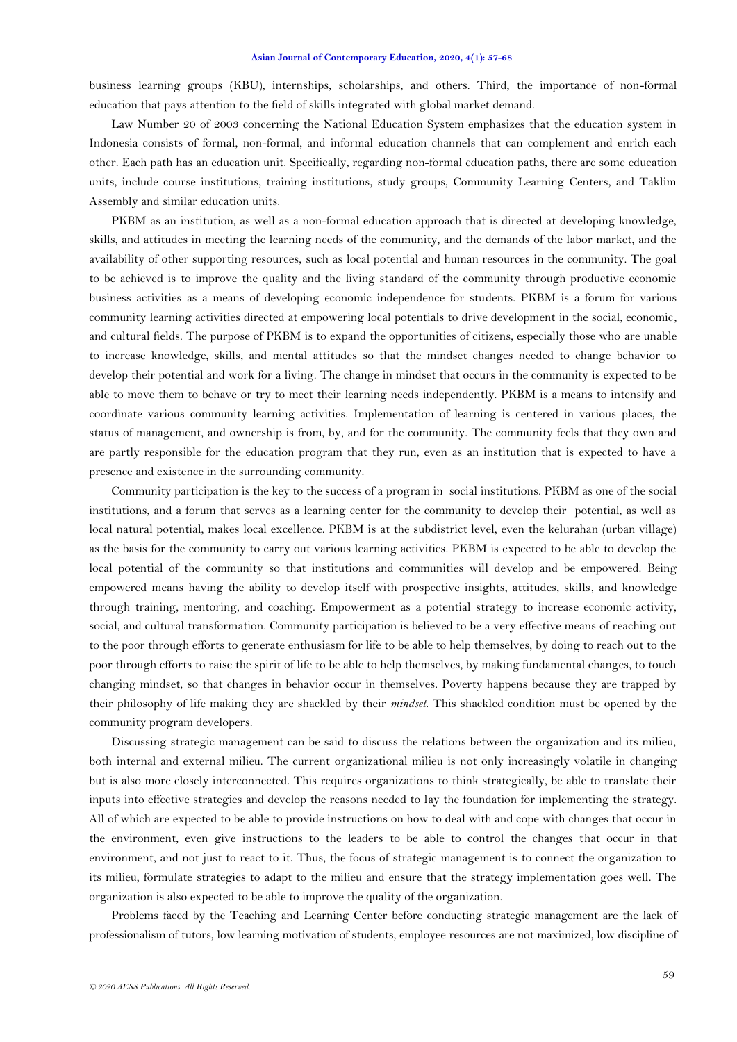business learning groups (KBU), internships, scholarships, and others. Third, the importance of non-formal education that pays attention to the field of skills integrated with global market demand.

Law Number 20 of 2003 concerning the National Education System emphasizes that the education system in Indonesia consists of formal, non-formal, and informal education channels that can complement and enrich each other. Each path has an education unit. Specifically, regarding non-formal education paths, there are some education units, include course institutions, training institutions, study groups, Community Learning Centers, and Taklim Assembly and similar education units.

PKBM as an institution, as well as a non-formal education approach that is directed at developing knowledge, skills, and attitudes in meeting the learning needs of the community, and the demands of the labor market, and the availability of other supporting resources, such as local potential and human resources in the community. The goal to be achieved is to improve the quality and the living standard of the community through productive economic business activities as a means of developing economic independence for students. PKBM is a forum for various community learning activities directed at empowering local potentials to drive development in the social, economic, and cultural fields. The purpose of PKBM is to expand the opportunities of citizens, especially those who are unable to increase knowledge, skills, and mental attitudes so that the mindset changes needed to change behavior to develop their potential and work for a living. The change in mindset that occurs in the community is expected to be able to move them to behave or try to meet their learning needs independently. PKBM is a means to intensify and coordinate various community learning activities. Implementation of learning is centered in various places, the status of management, and ownership is from, by, and for the community. The community feels that they own and are partly responsible for the education program that they run, even as an institution that is expected to have a presence and existence in the surrounding community.

Community participation is the key to the success of a program in social institutions. PKBM as one of the social institutions, and a forum that serves as a learning center for the community to develop their potential, as well as local natural potential, makes local excellence. PKBM is at the subdistrict level, even the kelurahan (urban village) as the basis for the community to carry out various learning activities. PKBM is expected to be able to develop the local potential of the community so that institutions and communities will develop and be empowered. Being empowered means having the ability to develop itself with prospective insights, attitudes, skills, and knowledge through training, mentoring, and coaching. Empowerment as a potential strategy to increase economic activity, social, and cultural transformation. Community participation is believed to be a very effective means of reaching out to the poor through efforts to generate enthusiasm for life to be able to help themselves, by doing to reach out to the poor through efforts to raise the spirit of life to be able to help themselves, by making fundamental changes, to touch changing mindset, so that changes in behavior occur in themselves. Poverty happens because they are trapped by their philosophy of life making they are shackled by their *mindset*. This shackled condition must be opened by the community program developers.

Discussing strategic management can be said to discuss the relations between the organization and its milieu, both internal and external milieu. The current organizational milieu is not only increasingly volatile in changing but is also more closely interconnected. This requires organizations to think strategically, be able to translate their inputs into effective strategies and develop the reasons needed to lay the foundation for implementing the strategy. All of which are expected to be able to provide instructions on how to deal with and cope with changes that occur in the environment, even give instructions to the leaders to be able to control the changes that occur in that environment, and not just to react to it. Thus, the focus of strategic management is to connect the organization to its milieu, formulate strategies to adapt to the milieu and ensure that the strategy implementation goes well. The organization is also expected to be able to improve the quality of the organization.

Problems faced by the Teaching and Learning Center before conducting strategic management are the lack of professionalism of tutors, low learning motivation of students, employee resources are not maximized, low discipline of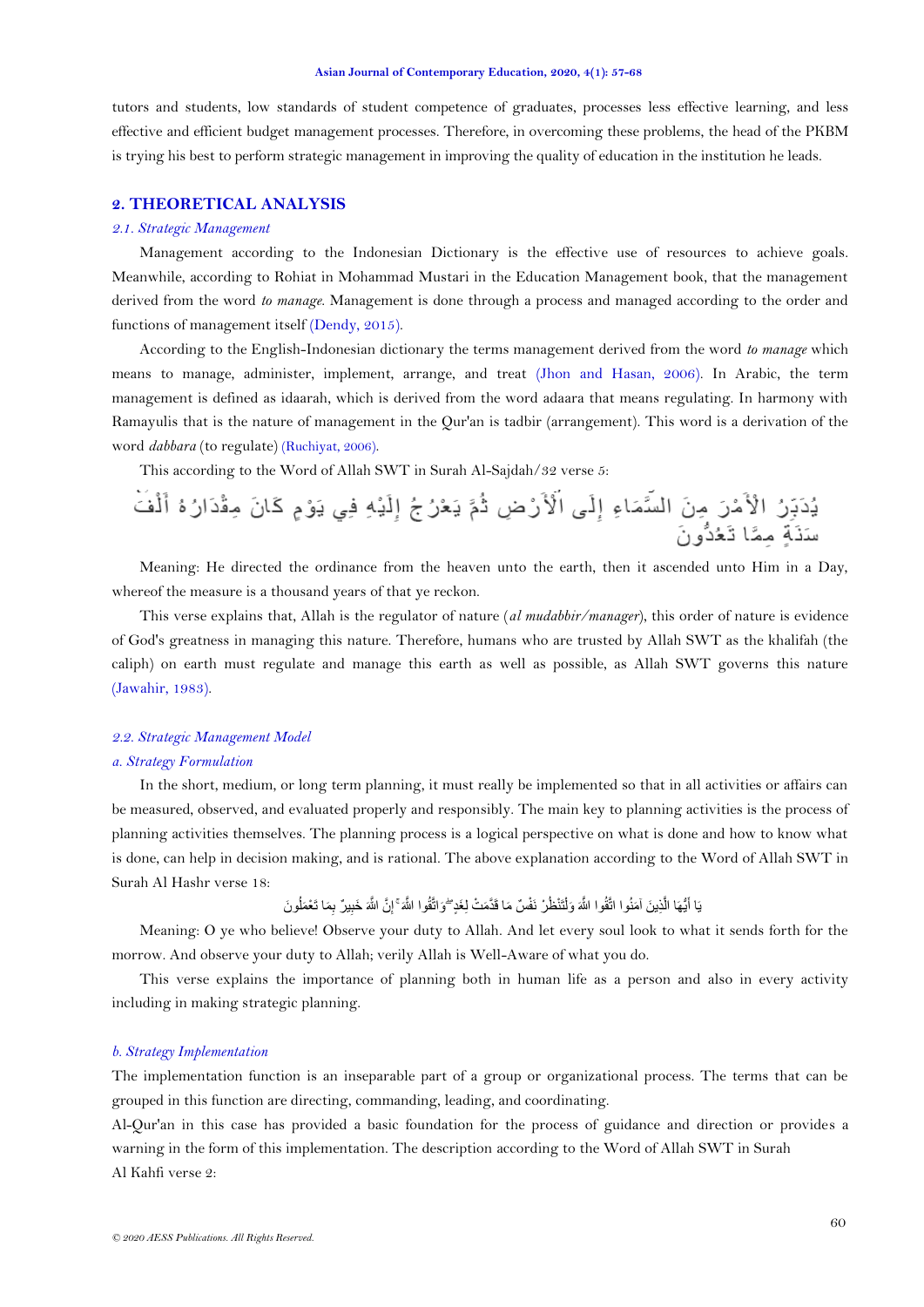tutors and students, low standards of student competence of graduates, processes less effective learning, and less effective and efficient budget management processes. Therefore, in overcoming these problems, the head of the PKBM is trying his best to perform strategic management in improving the quality of education in the institution he leads.

## 2. THEORETICAL ANALYSIS

### *2.1. Strategic Management*

Management according to the Indonesian Dictionary is the effective use of resources to achieve goals. Meanwhile, according to Rohiat in Mohammad Mustari in the Education Management book, that the management derived from the word *to manage*. Management is done through a process and managed according to the order and functions of management itself (Dendy, 2015).

According to the English-Indonesian dictionary the terms management derived from the word *to manage* which means to manage, administer, implement, arrange, and treat (Jhon and Hasan, 2006). In Arabic, the term management is defined as idaarah, which is derived from the word adaara that means regulating. In harmony with Ramayulis that is the nature of management in the Qur'an is tadbir (arrangement). This word is a derivation of the word *dabbara* (to regulate) (Ruchiyat, 2006).

This according to the Word of Allah SWT in Surah Al-Sajdah/32 verse 5:

يُدَبِّرُ الْأَمْرَ مِنَ السَّمَاءِ إِلَى الْأَرْضِ ثُمَّ يَعْرُجُ إِلَيْهِ فِي يَوْمٍ كَانَ مِقْدَارُهُ أَلْفَ سَنَةٍ مِمَّا تَعُدُّونَ

Meaning: He directed the ordinance from the heaven unto the earth, then it ascended unto Him in a Day, whereof the measure is a thousand years of that ye reckon.

This verse explains that, Allah is the regulator of nature (*al mudabbir/manager*), this order of nature is evidence of God's greatness in managing this nature. Therefore, humans who are trusted by Allah SWT as the khalifah (the caliph) on earth must regulate and manage this earth as well as possible, as Allah SWT governs this nature (Jawahir, 1983).

### *2.2. Strategic Management Model*

#### *a. Strategy Formulation*

In the short, medium, or long term planning, it must really be implemented so that in all activities or affairs can be measured, observed, and evaluated properly and responsibly. The main key to planning activities is the process of planning activities themselves. The planning process is a logical perspective on what is done and how to know what is done, can help in decision making, and is rational. The above explanation according to the Word of Allah SWT in Surah Al Hashr verse 18:

يَا أَيُّهَا الَّذِينَ آمَنُوا اتَّقُوا اللَّهَ وَلْتَنْظُرْ نَفْسٌ مَا قَدَّمَتْ لِغَدٍ ۖ وَاتَّقُوا اللَّهَ ۚ إِنَّ اللَّهَ خَبِيرٌ بِمَا تَعْمَلُونَ

Meaning: O ye who believe! Observe your duty to Allah. And let every soul look to what it sends forth for the morrow. And observe your duty to Allah; verily Allah is Well-Aware of what you do.

This verse explains the importance of planning both in human life as a person and also in every activity including in making strategic planning.

#### *b. Strategy Implementation*

The implementation function is an inseparable part of a group or organizational process. The terms that can be grouped in this function are directing, commanding, leading, and coordinating.

Al-Qur'an in this case has provided a basic foundation for the process of guidance and direction or provides a warning in the form of this implementation. The description according to the Word of Allah SWT in Surah Al Kahfi verse 2: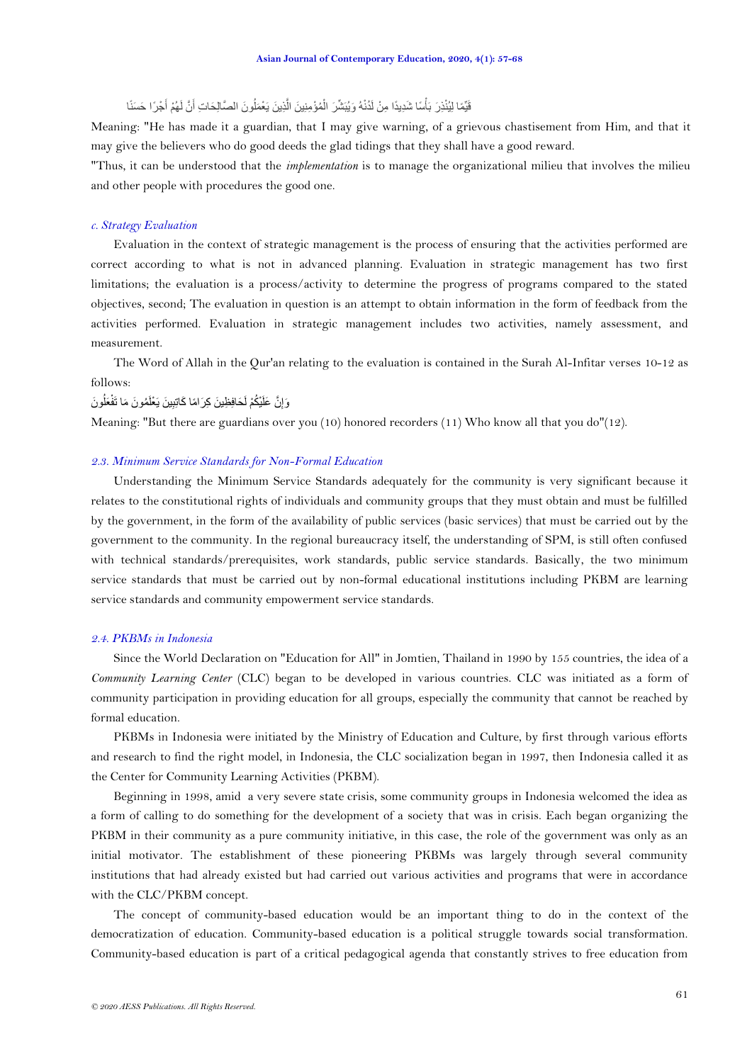قَيِّمًا لِيُنْذِرَ بَأْسًا شَدِيدًا مِنْ لَدُنْهُ وَيُبَشِّرَ الْمُؤْمِنِينَ الَّذِينَ يَعْمَلُونَ الصَّالِحَاتِ أَنَّ لَهُمْ أَجْرًا حَسَنًا

Meaning: "He has made it a guardian, that I may give warning, of a grievous chastisement from Him, and that it may give the believers who do good deeds the glad tidings that they shall have a good reward.

"Thus, it can be understood that the *implementation* is to manage the organizational milieu that involves the milieu and other people with procedures the good one.

#### *c. Strategy Evaluation*

Evaluation in the context of strategic management is the process of ensuring that the activities performed are correct according to what is not in advanced planning. Evaluation in strategic management has two first limitations; the evaluation is a process/activity to determine the progress of programs compared to the stated objectives, second; The evaluation in question is an attempt to obtain information in the form of feedback from the activities performed. Evaluation in strategic management includes two activities, namely assessment, and measurement.

The Word of Allah in the Qur'an relating to the evaluation is contained in the Surah Al-Infitar verses 10-12 as follows:

وَإِنَّ عَلَيْكُمْ لَحَافِظِينَ كِرَامًا كَاتِبِينَ يَعْلَمُونَ مَا تَفْعَلُونَ

Meaning: "But there are guardians over you (10) honored recorders (11) Who know all that you do"(12).

### *2.3. Minimum Service Standards for Non-Formal Education*

Understanding the Minimum Service Standards adequately for the community is very significant because it relates to the constitutional rights of individuals and community groups that they must obtain and must be fulfilled by the government, in the form of the availability of public services (basic services) that must be carried out by the government to the community. In the regional bureaucracy itself, the understanding of SPM, is still often confused with technical standards/prerequisites, work standards, public service standards. Basically, the two minimum service standards that must be carried out by non-formal educational institutions including PKBM are learning service standards and community empowerment service standards.

### *2.4. PKBMs in Indonesia*

Since the World Declaration on "Education for All" in Jomtien, Thailand in 1990 by 155 countries, the idea of a *Community Learning Center* (CLC) began to be developed in various countries. CLC was initiated as a form of community participation in providing education for all groups, especially the community that cannot be reached by formal education.

PKBMs in Indonesia were initiated by the Ministry of Education and Culture, by first through various efforts and research to find the right model, in Indonesia, the CLC socialization began in 1997, then Indonesia called it as the Center for Community Learning Activities (PKBM).

Beginning in 1998, amid a very severe state crisis, some community groups in Indonesia welcomed the idea as a form of calling to do something for the development of a society that was in crisis. Each began organizing the PKBM in their community as a pure community initiative, in this case, the role of the government was only as an initial motivator. The establishment of these pioneering PKBMs was largely through several community institutions that had already existed but had carried out various activities and programs that were in accordance with the CLC/PKBM concept.

The concept of community-based education would be an important thing to do in the context of the democratization of education. Community-based education is a political struggle towards social transformation. Community-based education is part of a critical pedagogical agenda that constantly strives to free education from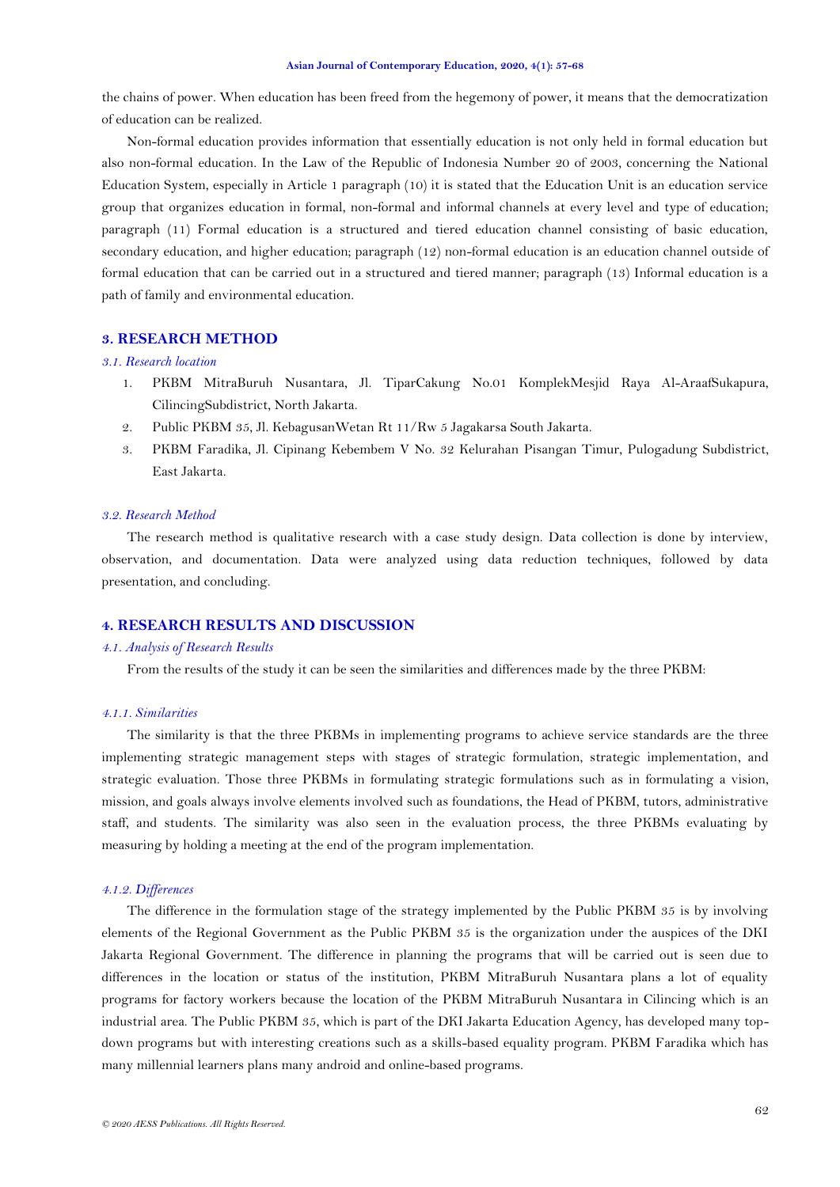the chains of power. When education has been freed from the hegemony of power, it means that the democratization of education can be realized.

Non-formal education provides information that essentially education is not only held in formal education but also non-formal education. In the Law of the Republic of Indonesia Number 20 of 2003, concerning the National Education System, especially in Article 1 paragraph (10) it is stated that the Education Unit is an education service group that organizes education in formal, non-formal and informal channels at every level and type of education; paragraph (11) Formal education is a structured and tiered education channel consisting of basic education, secondary education, and higher education; paragraph (12) non-formal education is an education channel outside of formal education that can be carried out in a structured and tiered manner; paragraph (13) Informal education is a path of family and environmental education.

## 3. RESEARCH METHOD

### *3.1. Research location*

1. PKBM MitraBuruh Nusantara, Jl. TiparCakung No.01 KomplekMesjid Raya Al-AraafSukapura, CilincingSubdistrict, North Jakarta.
2. Public PKBM 35, Jl. KebagusanWetan Rt 11/Rw 5 Jagakarsa South Jakarta.
3. PKBM Faradika, Jl. Cipinang Kebembem V No. 32 Kelurahan Pisangan Timur, Pulogadung Subdistrict, East Jakarta.

### *3.2. Research Method*

The research method is qualitative research with a case study design. Data collection is done by interview, observation, and documentation. Data were analyzed using data reduction techniques, followed by data presentation, and concluding.

## 4. RESEARCH RESULTS AND DISCUSSION

### *4.1. Analysis of Research Results*

From the results of the study it can be seen the similarities and differences made by the three PKBM:

#### *4.1.1. Similarities*

The similarity is that the three PKBMs in implementing programs to achieve service standards are the three implementing strategic management steps with stages of strategic formulation, strategic implementation, and strategic evaluation. Those three PKBMs in formulating strategic formulations such as in formulating a vision, mission, and goals always involve elements involved such as foundations, the Head of PKBM, tutors, administrative staff, and students. The similarity was also seen in the evaluation process, the three PKBMs evaluating by measuring by holding a meeting at the end of the program implementation.

#### *4.1.2. Differences*

The difference in the formulation stage of the strategy implemented by the Public PKBM 35 is by involving elements of the Regional Government as the Public PKBM 35 is the organization under the auspices of the DKI Jakarta Regional Government. The difference in planning the programs that will be carried out is seen due to differences in the location or status of the institution, PKBM MitraBuruh Nusantara plans a lot of equality programs for factory workers because the location of the PKBM MitraBuruh Nusantara in Cilincing which is an industrial area. The Public PKBM 35, which is part of the DKI Jakarta Education Agency, has developed many top-down programs but with interesting creations such as a skills-based equality program. PKBM Faradika which has many millennial learners plans many android and online-based programs.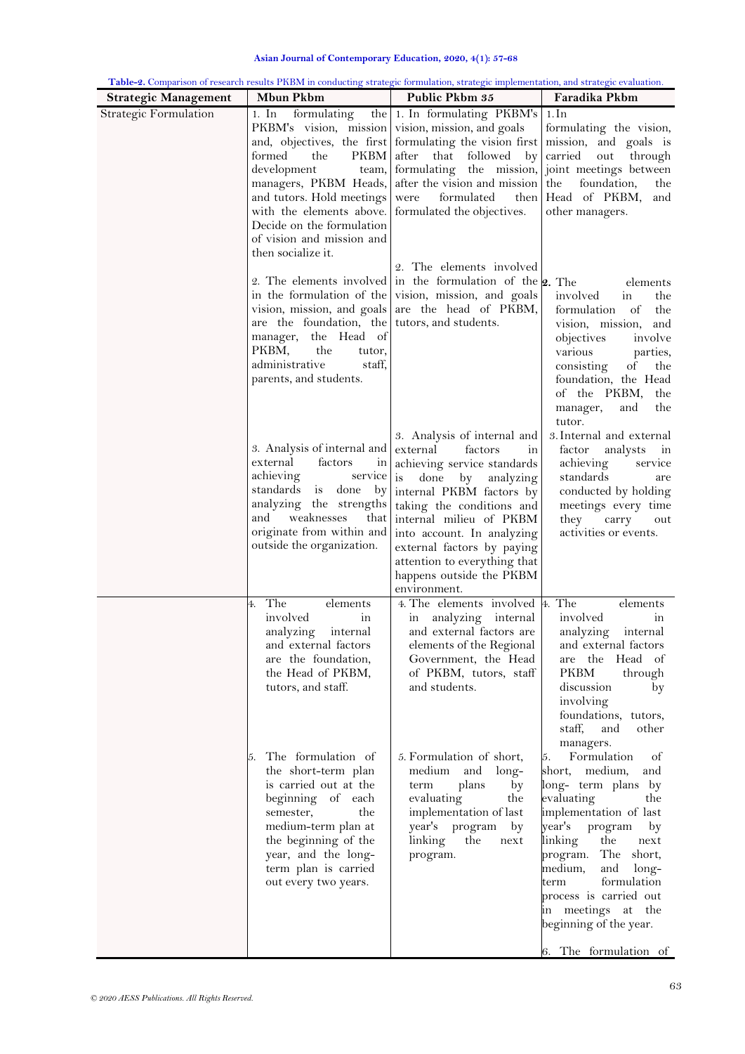**Table-2.** Comparison of research results PKBM in conducting strategic formulation, strategic implementation, and strategic evaluation.

| Strategic Management | Mbun Pkbm | Public Pkbm 35 | Faradika Pkbm |
|---|---|---|---|
| Strategic Formulation | 1. In formulating the PKBM's vision, mission and, objectives, the first formed the PKBM development team, managers, PKBM Heads, and tutors. Hold meetings with the elements above. Decide on the formulation of vision and mission and then socialize it. | 1. In formulating PKBM's vision, mission, and goals formulating the vision first after that followed by formulating the mission, after the vision and mission were formulated then formulated the objectives. | 1. In formulating the vision, mission, and goals is carried out through joint meetings between the foundation, the Head of PKBM, and other managers. |
| | 2. The elements involved in the formulation of the vision, mission, and goals are the foundation, the manager, the Head of PKBM, the tutor, administrative staff, parents, and students. | 2. The elements involved in the formulation of the vision, mission, and goals are the head of PKBM, tutors, and students. | 2. The elements involved in the formulation of the vision, mission, and objectives involve various parties, consisting of the foundation, the Head of the PKBM, the manager, and the tutor. |
| | 3. Analysis of internal and external factors in achieving service standards is done by analyzing the strengths and weaknesses that originate from within and outside the organization. | 3. Analysis of internal and external factors in achieving service standards is done by analyzing internal PKBM factors by taking the conditions and internal milieu of PKBM into account. In analyzing external factors by paying attention to everything that happens outside the PKBM environment. | 3. Internal and external factor analysts in achieving service standards are conducted by holding meetings every time they carry out activities or events. |
| | 4. The elements involved in analyzing internal and external factors are the foundation, the Head of PKBM, tutors, and staff. | 4. The elements involved in analyzing internal and external factors are elements of the Regional Government, the Head of PKBM, tutors, staff and students. | 4. The elements involved in analyzing internal and external factors are the Head of PKBM through discussion by involving foundations, tutors, staff, and other managers. |
| | 5. The formulation of the short-term plan is carried out at the beginning of each semester, the medium-term plan at the beginning of the year, and the long-term plan is carried out every two years. | 5. Formulation of short, medium and long-term plans by evaluating the implementation of last year's program by linking the next program. | 5. Formulation of short, medium, and long- term plans by evaluating the implementation of last year's program by linking the next program. The short, medium, and long-term formulation process is carried out in meetings at the beginning of the year. |
| | | | 6. The formulation of |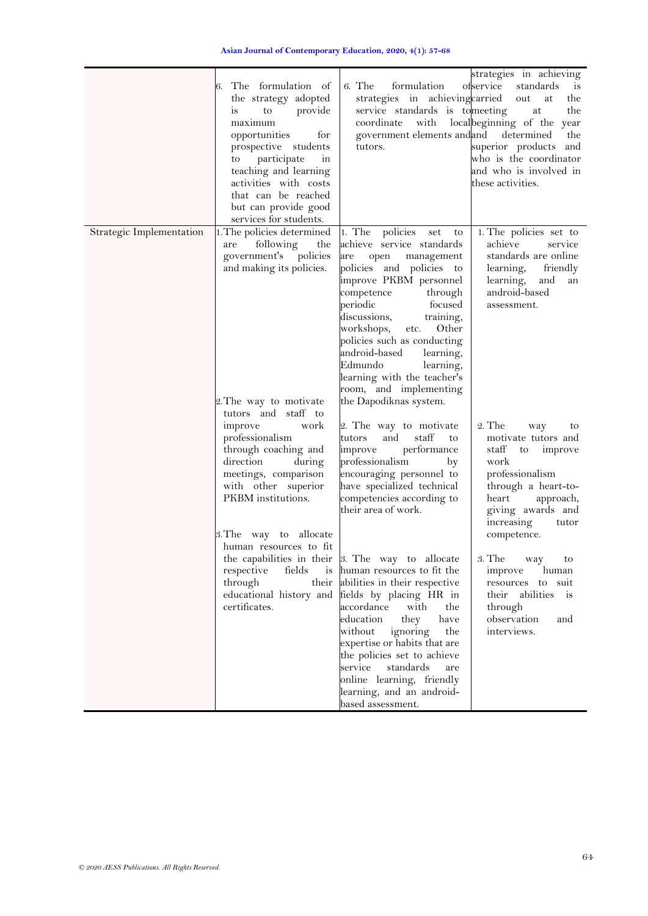| | | | |
|---|---|---|---|
| | 6. The formulation of the strategy adopted is to provide maximum opportunities for prospective students to participate in teaching and learning activities with costs that can be reached but can provide good services for students. | 6. The formulation of strategies in achieving service standards is to coordinate with local government elements and tutors. | strategies in achieving service standards is carried out at the meeting at the beginning of the year and determined the superior products and who is the coordinator and who is involved in these activities. |
| Strategic Implementation | 1. The policies determined are following the government's policies and making its policies. | 1. The policies set to achieve service standards are open management policies and policies to improve PKBM personnel competence through periodic focused discussions, training, workshops, etc. Other policies such as conducting android-based learning, Edmundo learning, learning with the teacher's room, and implementing the Dapodiknas system. | 1. The policies set to achieve service standards are online learning, friendly learning, and an android-based assessment. |
| | 2. The way to motivate tutors and staff to improve work professionalism through coaching and direction during meetings, comparison with other superior PKBM institutions. | 2. The way to motivate tutors and staff to improve performance professionalism by encouraging personnel to have specialized technical competencies according to their area of work. | 2. The way to motivate tutors and staff to improve work professionalism through a heart-to-heart approach, giving awards and increasing tutor competence. |
| | 3. The way to allocate human resources to fit the capabilities in their respective fields is through their educational history and certificates. | 3. The way to allocate human resources to fit the abilities in their respective fields by placing HR in accordance with the education they have without ignoring the expertise or habits that are the policies set to achieve service standards are online learning, friendly learning, and an android-based assessment. | 3. The way to improve human resources to suit their abilities is through observation and interviews. |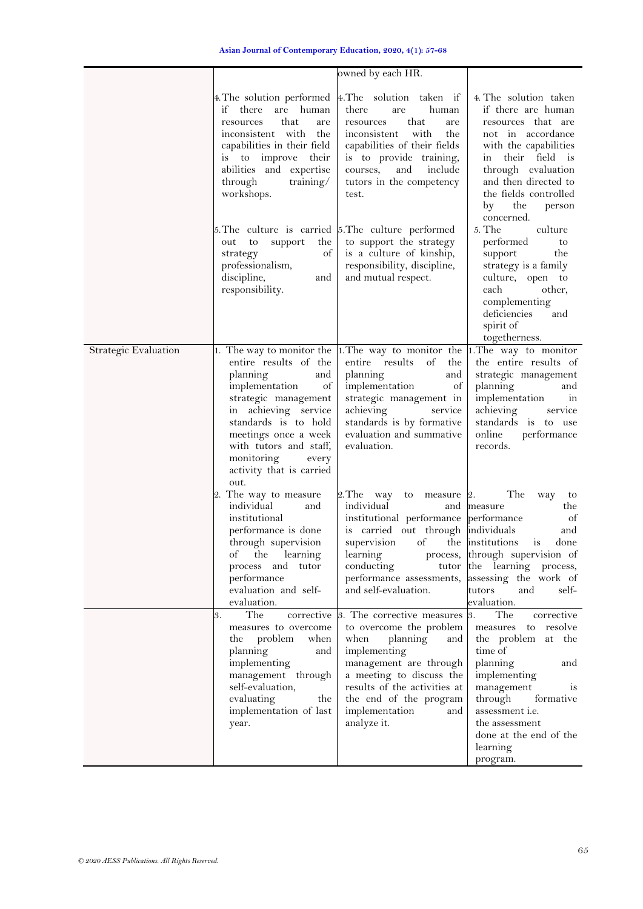| | | | |
|---|---|---|---|
| | | owned by each HR. | |
| | 4. The solution performed if there are human resources that are inconsistent with the capabilities in their field is to improve their abilities and expertise through training/ workshops. | 4. The solution taken if there are human resources that are inconsistent with the capabilities of their fields is to provide training, courses, and include tutors in the competency test. | 4. The solution taken if there are human resources that are not in accordance with the capabilities in their field is through evaluation and then directed to the fields controlled by the person concerned. |
| | 5. The culture is carried out to support the strategy of professionalism, discipline, and responsibility. | 5. The culture performed to support the strategy is a culture of kinship, responsibility, discipline, and mutual respect. | 5. The culture performed to support the strategy is a family culture, open to each other, complementing deficiencies and spirit of togetherness. |
| Strategic Evaluation | 1. The way to monitor the entire results of the planning and implementation of strategic management in achieving service standards is to hold meetings once a week with tutors and staff, monitoring every activity that is carried out. | 1. The way to monitor the entire results of the planning and implementation of strategic management in achieving service standards is by formative evaluation and summative evaluation. | 1. The way to monitor the entire results of strategic management planning and implementation in achieving service standards is to use online performance records. |
| | 2. The way to measure individual and institutional performance is done through supervision of the learning process and tutor performance evaluation and self-evaluation. | 2. The way to measure individual and institutional performance is carried out through supervision of the learning process, conducting tutor performance assessments, and self-evaluation. | 2. The way to measure the performance of individuals and institutions is done through supervision of the learning process, assessing the work of tutors and self-evaluation. |
| | 3. The corrective measures to overcome the problem when planning and implementing management through self-evaluation, evaluating the implementation of last year. | 3. The corrective measures to overcome the problem when planning and implementing management are through a meeting to discuss the results of the activities at the end of the program implementation and analyze it. | 3. The corrective measures to resolve the problem at the time of planning and implementing management is through formative assessment i.e. the assessment done at the end of the learning program. |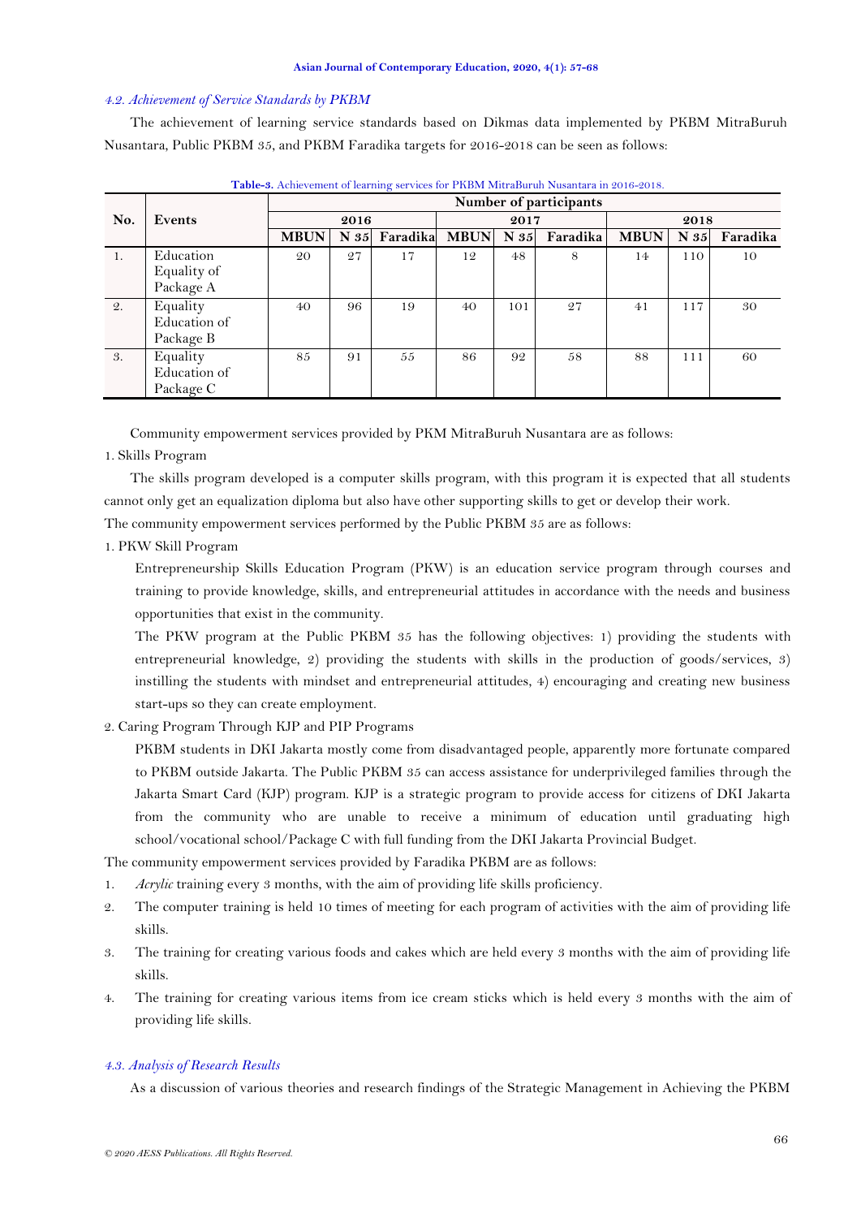### *4.2. Achievement of Service Standards by PKBM*

The achievement of learning service standards based on Dikmas data implemented by PKBM MitraBuruh Nusantara, Public PKBM 35, and PKBM Faradika targets for 2016-2018 can be seen as follows:

**Table-3.** Achievement of learning services for PKBM MitraBuruh Nusantara in 2016-2018.

| No. | Events | Number of participants | | | | | | | | |
|---|---|---|---|---|---|---|---|---|---|---|
| | | 2016 | | | 2017 | | | 2018 | | |
| | | MBUN | N 35 | Faradika | MBUN | N 35 | Faradika | MBUN | N 35 | Faradika |
| 1. | Education Equality of Package A | 20 | 27 | 17 | 12 | 48 | 8 | 14 | 110 | 10 |
| 2. | Equality Education of Package B | 40 | 96 | 19 | 40 | 101 | 27 | 41 | 117 | 30 |
| 3. | Equality Education of Package C | 85 | 91 | 55 | 86 | 92 | 58 | 88 | 111 | 60 |

Community empowerment services provided by PKM MitraBuruh Nusantara are as follows:

1. Skills Program

The skills program developed is a computer skills program, with this program it is expected that all students cannot only get an equalization diploma but also have other supporting skills to get or develop their work.

The community empowerment services performed by the Public PKBM 35 are as follows:

1. PKW Skill Program

   Entrepreneurship Skills Education Program (PKW) is an education service program through courses and training to provide knowledge, skills, and entrepreneurial attitudes in accordance with the needs and business opportunities that exist in the community.

   The PKW program at the Public PKBM 35 has the following objectives: 1) providing the students with entrepreneurial knowledge, 2) providing the students with skills in the production of goods/services, 3) instilling the students with mindset and entrepreneurial attitudes, 4) encouraging and creating new business start-ups so they can create employment.

2. Caring Program Through KJP and PIP Programs

   PKBM students in DKI Jakarta mostly come from disadvantaged people, apparently more fortunate compared to PKBM outside Jakarta. The Public PKBM 35 can access assistance for underprivileged families through the Jakarta Smart Card (KJP) program. KJP is a strategic program to provide access for citizens of DKI Jakarta from the community who are unable to receive a minimum of education until graduating high school/vocational school/Package C with full funding from the DKI Jakarta Provincial Budget.

The community empowerment services provided by Faradika PKBM are as follows:

1. *Acrylic* training every 3 months, with the aim of providing life skills proficiency.
2. The computer training is held 10 times of meeting for each program of activities with the aim of providing life skills.
3. The training for creating various foods and cakes which are held every 3 months with the aim of providing life skills.
4. The training for creating various items from ice cream sticks which is held every 3 months with the aim of providing life skills.

### *4.3. Analysis of Research Results*

As a discussion of various theories and research findings of the Strategic Management in Achieving the PKBM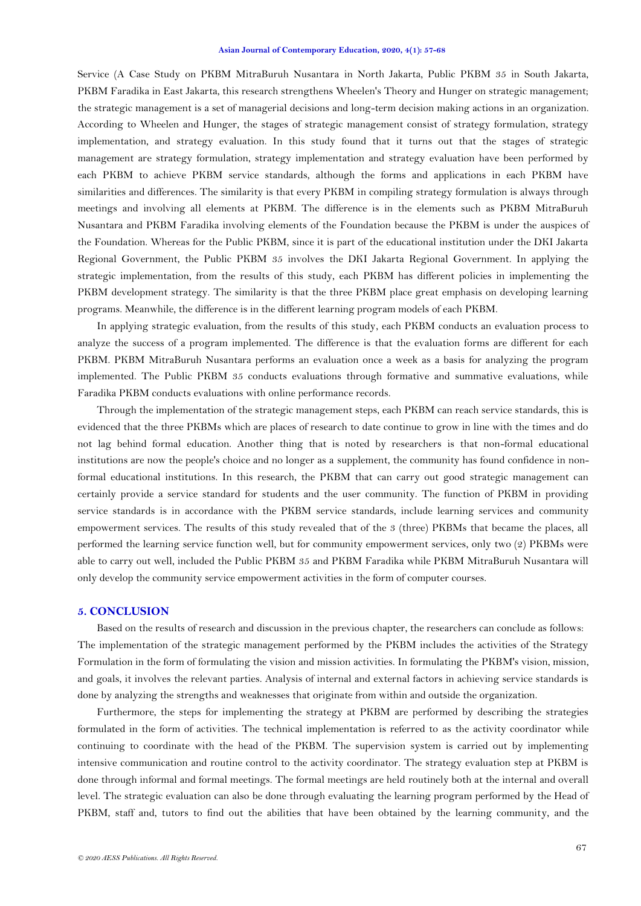Service (A Case Study on PKBM MitraBuruh Nusantara in North Jakarta, Public PKBM 35 in South Jakarta, PKBM Faradika in East Jakarta, this research strengthens Wheelen's Theory and Hunger on strategic management; the strategic management is a set of managerial decisions and long-term decision making actions in an organization. According to Wheelen and Hunger, the stages of strategic management consist of strategy formulation, strategy implementation, and strategy evaluation. In this study found that it turns out that the stages of strategic management are strategy formulation, strategy implementation and strategy evaluation have been performed by each PKBM to achieve PKBM service standards, although the forms and applications in each PKBM have similarities and differences. The similarity is that every PKBM in compiling strategy formulation is always through meetings and involving all elements at PKBM. The difference is in the elements such as PKBM MitraBuruh Nusantara and PKBM Faradika involving elements of the Foundation because the PKBM is under the auspices of the Foundation. Whereas for the Public PKBM, since it is part of the educational institution under the DKI Jakarta Regional Government, the Public PKBM 35 involves the DKI Jakarta Regional Government. In applying the strategic implementation, from the results of this study, each PKBM has different policies in implementing the PKBM development strategy. The similarity is that the three PKBM place great emphasis on developing learning programs. Meanwhile, the difference is in the different learning program models of each PKBM.

In applying strategic evaluation, from the results of this study, each PKBM conducts an evaluation process to analyze the success of a program implemented. The difference is that the evaluation forms are different for each PKBM. PKBM MitraBuruh Nusantara performs an evaluation once a week as a basis for analyzing the program implemented. The Public PKBM 35 conducts evaluations through formative and summative evaluations, while Faradika PKBM conducts evaluations with online performance records.

Through the implementation of the strategic management steps, each PKBM can reach service standards, this is evidenced that the three PKBMs which are places of research to date continue to grow in line with the times and do not lag behind formal education. Another thing that is noted by researchers is that non-formal educational institutions are now the people's choice and no longer as a supplement, the community has found confidence in non-formal educational institutions. In this research, the PKBM that can carry out good strategic management can certainly provide a service standard for students and the user community. The function of PKBM in providing service standards is in accordance with the PKBM service standards, include learning services and community empowerment services. The results of this study revealed that of the 3 (three) PKBMs that became the places, all performed the learning service function well, but for community empowerment services, only two (2) PKBMs were able to carry out well, included the Public PKBM 35 and PKBM Faradika while PKBM MitraBuruh Nusantara will only develop the community service empowerment activities in the form of computer courses.

## 5. CONCLUSION

Based on the results of research and discussion in the previous chapter, the researchers can conclude as follows: The implementation of the strategic management performed by the PKBM includes the activities of the Strategy Formulation in the form of formulating the vision and mission activities. In formulating the PKBM's vision, mission, and goals, it involves the relevant parties. Analysis of internal and external factors in achieving service standards is done by analyzing the strengths and weaknesses that originate from within and outside the organization.

Furthermore, the steps for implementing the strategy at PKBM are performed by describing the strategies formulated in the form of activities. The technical implementation is referred to as the activity coordinator while continuing to coordinate with the head of the PKBM. The supervision system is carried out by implementing intensive communication and routine control to the activity coordinator. The strategy evaluation step at PKBM is done through informal and formal meetings. The formal meetings are held routinely both at the internal and overall level. The strategic evaluation can also be done through evaluating the learning program performed by the Head of PKBM, staff and, tutors to find out the abilities that have been obtained by the learning community, and the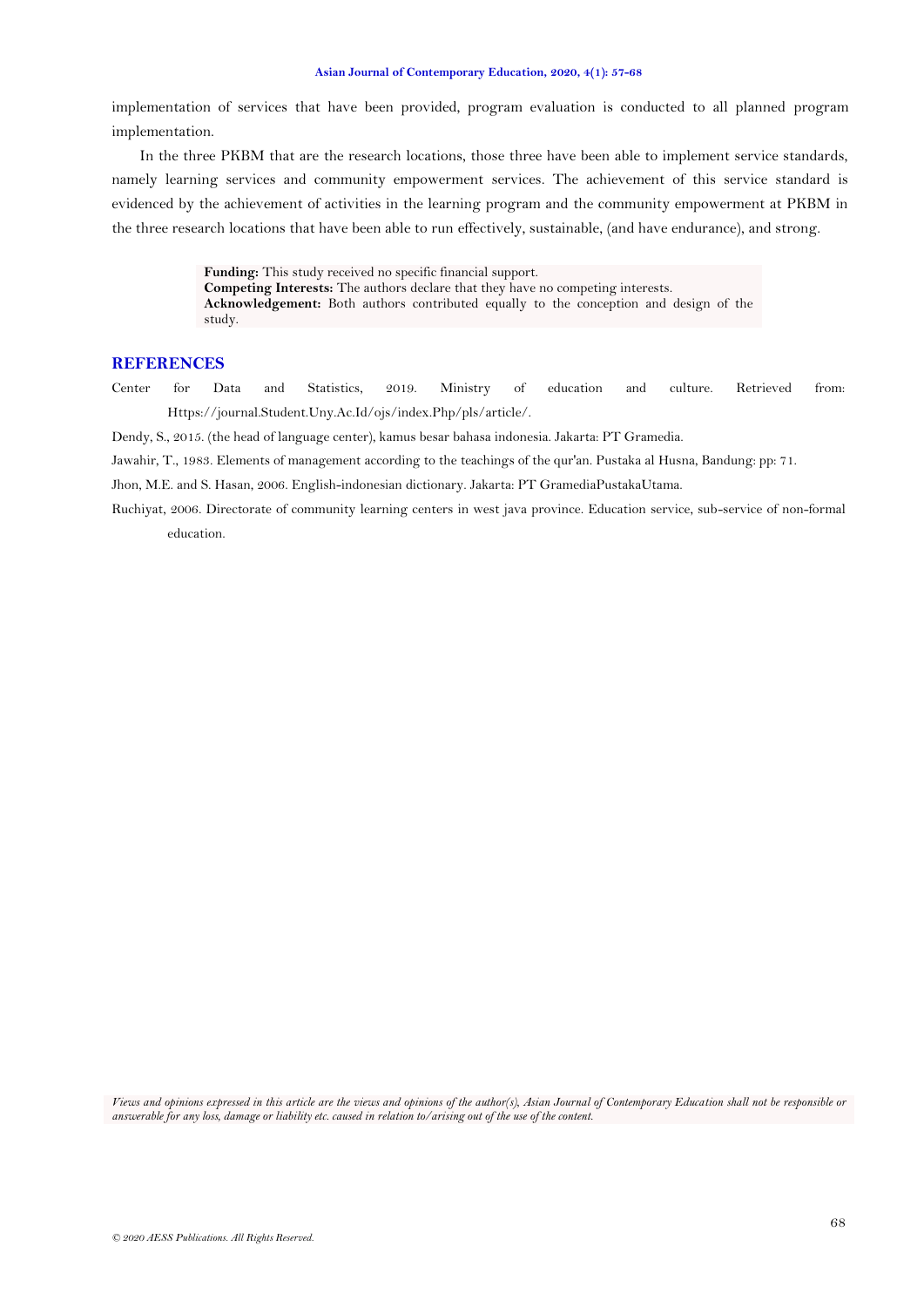implementation of services that have been provided, program evaluation is conducted to all planned program implementation.

In the three PKBM that are the research locations, those three have been able to implement service standards, namely learning services and community empowerment services. The achievement of this service standard is evidenced by the achievement of activities in the learning program and the community empowerment at PKBM in the three research locations that have been able to run effectively, sustainable, (and have endurance), and strong.

**Funding:** This study received no specific financial support.
**Competing Interests:** The authors declare that they have no competing interests.
**Acknowledgement:** Both authors contributed equally to the conception and design of the study.

## REFERENCES

Center for Data and Statistics, 2019. Ministry of education and culture. Retrieved from: Https://journal.Student.Uny.Ac.Id/ojs/index.Php/pls/article/.

Dendy, S., 2015. (the head of language center), kamus besar bahasa indonesia. Jakarta: PT Gramedia.

Jawahir, T., 1983. Elements of management according to the teachings of the qur'an. Pustaka al Husna, Bandung: pp: 71.

Jhon, M.E. and S. Hasan, 2006. English-indonesian dictionary. Jakarta: PT GramediaPustakaUtama.

Ruchiyat, 2006. Directorate of community learning centers in west java province. Education service, sub-service of non-formal education.

*Views and opinions expressed in this article are the views and opinions of the author(s), Asian Journal of Contemporary Education shall not be responsible or answerable for any loss, damage or liability etc. caused in relation to/arising out of the use of the content.*